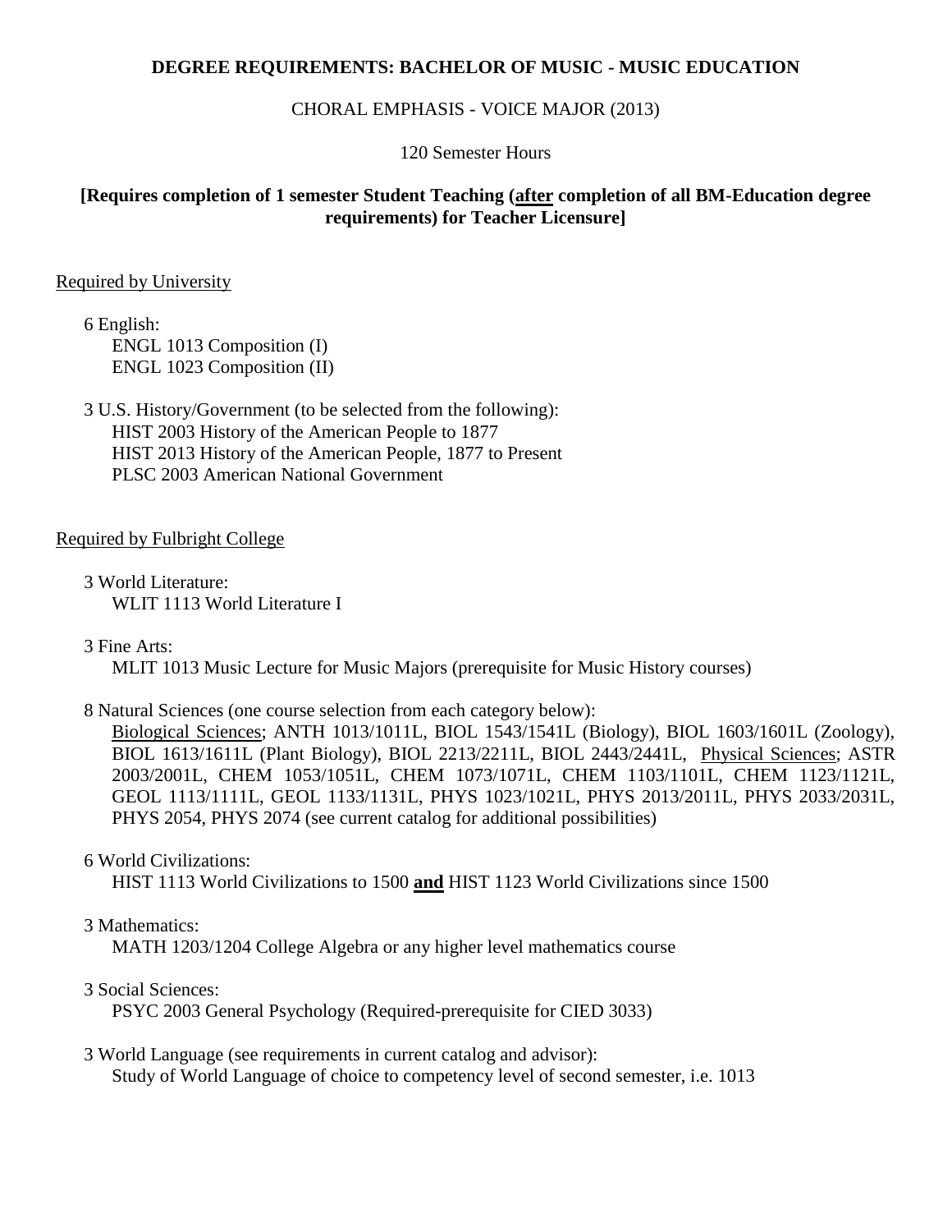# DEGREE REQUIREMENTS: BACHELOR OF MUSIC - MUSIC EDUCATION

CHORAL EMPHASIS - VOICE MAJOR (2013)

120 Semester Hours

**[Requires completion of 1 semester Student Teaching (<u>after</u> completion of all BM-Education degree requirements) for Teacher Licensure]**

<u>Required by University</u>

6 English:
ENGL 1013 Composition (I)
ENGL 1023 Composition (II)

3 U.S. History/Government (to be selected from the following):
HIST 2003 History of the American People to 1877
HIST 2013 History of the American People, 1877 to Present
PLSC 2003 American National Government

<u>Required by Fulbright College</u>

3 World Literature:
WLIT 1113 World Literature I

3 Fine Arts:
MLIT 1013 Music Lecture for Music Majors (prerequisite for Music History courses)

8 Natural Sciences (one course selection from each category below):
<u>Biological Sciences</u>; ANTH 1013/1011L, BIOL 1543/1541L (Biology), BIOL 1603/1601L (Zoology), BIOL 1613/1611L (Plant Biology), BIOL 2213/2211L, BIOL 2443/2441L, <u>Physical Sciences</u>; ASTR 2003/2001L, CHEM 1053/1051L, CHEM 1073/1071L, CHEM 1103/1101L, CHEM 1123/1121L, GEOL 1113/1111L, GEOL 1133/1131L, PHYS 1023/1021L, PHYS 2013/2011L, PHYS 2033/2031L, PHYS 2054, PHYS 2074 (see current catalog for additional possibilities)

6 World Civilizations:
HIST 1113 World Civilizations to 1500 **<u>and</u>** HIST 1123 World Civilizations since 1500

3 Mathematics:
MATH 1203/1204 College Algebra or any higher level mathematics course

3 Social Sciences:
PSYC 2003 General Psychology (Required-prerequisite for CIED 3033)

3 World Language (see requirements in current catalog and advisor):
Study of World Language of choice to competency level of second semester, i.e. 1013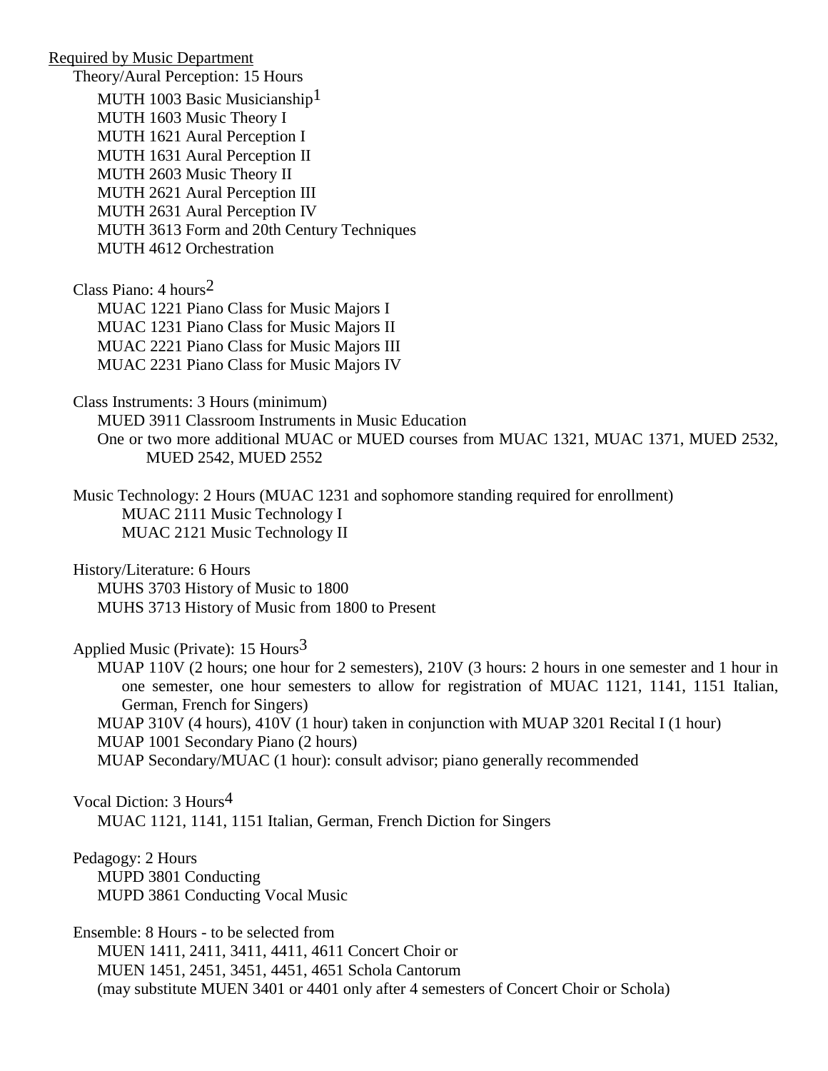Required by Music Department

Theory/Aural Perception: 15 Hours

- MUTH 1003 Basic Musicianship[1]
- MUTH 1603 Music Theory I
- MUTH 1621 Aural Perception I
- MUTH 1631 Aural Perception II
- MUTH 2603 Music Theory II
- MUTH 2621 Aural Perception III
- MUTH 2631 Aural Perception IV
- MUTH 3613 Form and 20th Century Techniques
- MUTH 4612 Orchestration

Class Piano: 4 hours[2]

- MUAC 1221 Piano Class for Music Majors I
- MUAC 1231 Piano Class for Music Majors II
- MUAC 2221 Piano Class for Music Majors III
- MUAC 2231 Piano Class for Music Majors IV

Class Instruments: 3 Hours (minimum)

- MUED 3911 Classroom Instruments in Music Education
- One or two more additional MUAC or MUED courses from MUAC 1321, MUAC 1371, MUED 2532, MUED 2542, MUED 2552

Music Technology: 2 Hours (MUAC 1231 and sophomore standing required for enrollment)

- MUAC 2111 Music Technology I
- MUAC 2121 Music Technology II

History/Literature: 6 Hours

- MUHS 3703 History of Music to 1800
- MUHS 3713 History of Music from 1800 to Present

Applied Music (Private): 15 Hours[3]

- MUAP 110V (2 hours; one hour for 2 semesters), 210V (3 hours: 2 hours in one semester and 1 hour in one semester, one hour semesters to allow for registration of MUAC 1121, 1141, 1151 Italian, German, French for Singers)
- MUAP 310V (4 hours), 410V (1 hour) taken in conjunction with MUAP 3201 Recital I (1 hour)
- MUAP 1001 Secondary Piano (2 hours)
- MUAP Secondary/MUAC (1 hour): consult advisor; piano generally recommended

Vocal Diction: 3 Hours[4]

- MUAC 1121, 1141, 1151 Italian, German, French Diction for Singers

Pedagogy: 2 Hours

- MUPD 3801 Conducting
- MUPD 3861 Conducting Vocal Music

Ensemble: 8 Hours - to be selected from

- MUEN 1411, 2411, 3411, 4411, 4611 Concert Choir or
- MUEN 1451, 2451, 3451, 4451, 4651 Schola Cantorum
- (may substitute MUEN 3401 or 4401 only after 4 semesters of Concert Choir or Schola)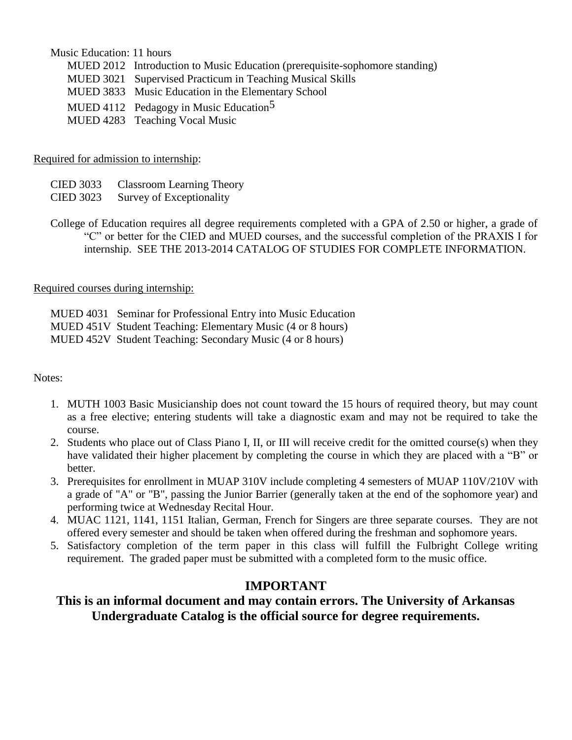Music Education: 11 hours

MUED 2012 Introduction to Music Education (prerequisite-sophomore standing)
MUED 3021 Supervised Practicum in Teaching Musical Skills
MUED 3833 Music Education in the Elementary School
MUED 4112 Pedagogy in Music Education[5]
MUED 4283 Teaching Vocal Music

Required for admission to internship:

CIED 3033 Classroom Learning Theory
CIED 3023 Survey of Exceptionality

College of Education requires all degree requirements completed with a GPA of 2.50 or higher, a grade of "C" or better for the CIED and MUED courses, and the successful completion of the PRAXIS I for internship. SEE THE 2013-2014 CATALOG OF STUDIES FOR COMPLETE INFORMATION.

Required courses during internship:

MUED 4031 Seminar for Professional Entry into Music Education
MUED 451V Student Teaching: Elementary Music (4 or 8 hours)
MUED 452V Student Teaching: Secondary Music (4 or 8 hours)

Notes:

1. MUTH 1003 Basic Musicianship does not count toward the 15 hours of required theory, but may count as a free elective; entering students will take a diagnostic exam and may not be required to take the course.
2. Students who place out of Class Piano I, II, or III will receive credit for the omitted course(s) when they have validated their higher placement by completing the course in which they are placed with a "B" or better.
3. Prerequisites for enrollment in MUAP 310V include completing 4 semesters of MUAP 110V/210V with a grade of "A" or "B", passing the Junior Barrier (generally taken at the end of the sophomore year) and performing twice at Wednesday Recital Hour.
4. MUAC 1121, 1141, 1151 Italian, German, French for Singers are three separate courses. They are not offered every semester and should be taken when offered during the freshman and sophomore years.
5. Satisfactory completion of the term paper in this class will fulfill the Fulbright College writing requirement. The graded paper must be submitted with a completed form to the music office.

## IMPORTANT

**This is an informal document and may contain errors. The University of Arkansas Undergraduate Catalog is the official source for degree requirements.**